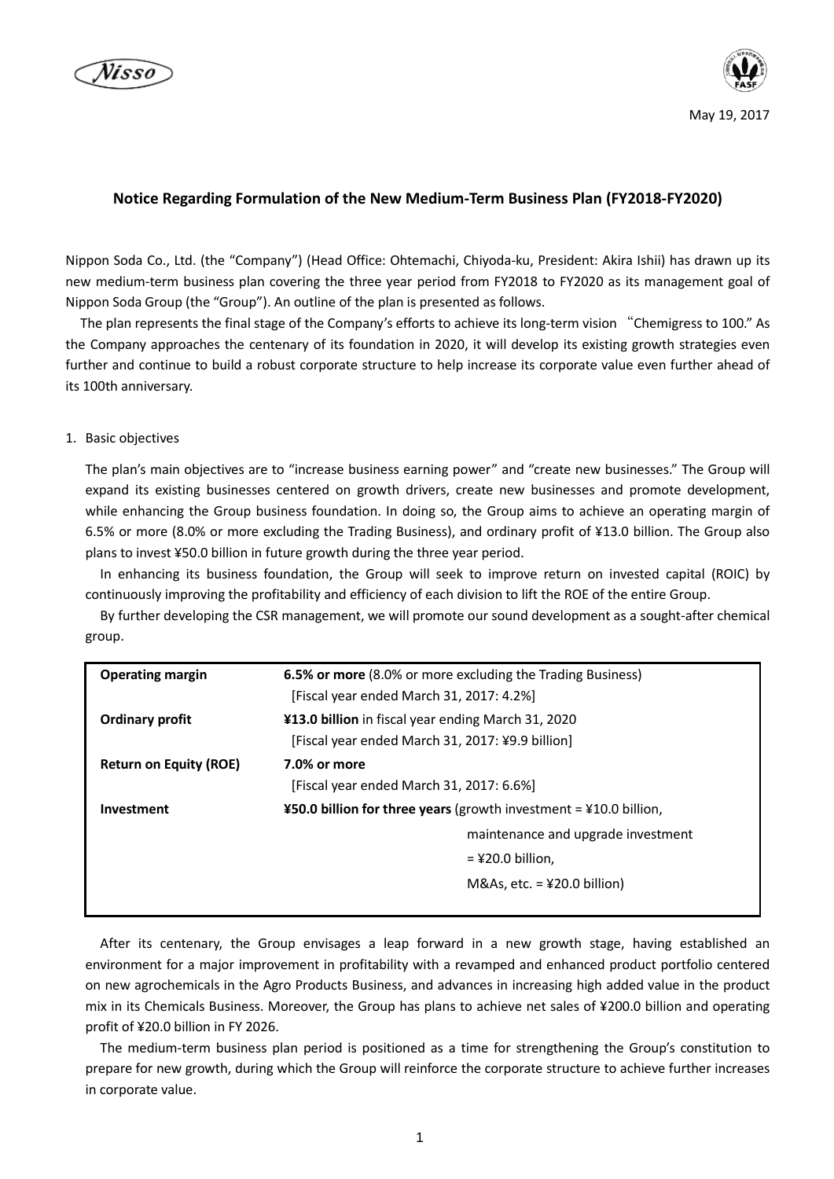May 19, 2017

## Notice Regarding Formulation of the New Medium-Term Business Plan (FY2018-FY2020)

Nippon Soda Co., Ltd. (the "Company") (Head Office: Ohtemachi, Chiyoda-ku, President: Akira Ishii) has drawn up its new medium-term business plan covering the three year period from FY2018 to FY2020 as its management goal of Nippon Soda Group (the "Group"). An outline of the plan is presented as follows.

The plan represents the final stage of the Company's efforts to achieve its long-term vision "Chemigress to 100." As the Company approaches the centenary of its foundation in 2020, it will develop its existing growth strategies even further and continue to build a robust corporate structure to help increase its corporate value even further ahead of its 100th anniversary.

1. Basic objectives

The plan's main objectives are to "increase business earning power" and "create new businesses." The Group will expand its existing businesses centered on growth drivers, create new businesses and promote development, while enhancing the Group business foundation. In doing so, the Group aims to achieve an operating margin of 6.5% or more (8.0% or more excluding the Trading Business), and ordinary profit of ¥13.0 billion. The Group also plans to invest ¥50.0 billion in future growth during the three year period.

In enhancing its business foundation, the Group will seek to improve return on invested capital (ROIC) by continuously improving the profitability and efficiency of each division to lift the ROE of the entire Group.

By further developing the CSR management, we will promote our sound development as a sought-after chemical group.

| | |
|---|---|
| **Operating margin** | **6.5% or more** (8.0% or more excluding the Trading Business)<br>[Fiscal year ended March 31, 2017: 4.2%] |
| **Ordinary profit** | **¥13.0 billion** in fiscal year ending March 31, 2020<br>[Fiscal year ended March 31, 2017: ¥9.9 billion] |
| **Return on Equity (ROE)** | **7.0% or more**<br>[Fiscal year ended March 31, 2017: 6.6%] |
| **Investment** | **¥50.0 billion for three years** (growth investment = ¥10.0 billion,<br>maintenance and upgrade investment<br>= ¥20.0 billion,<br>M&As, etc. = ¥20.0 billion) |

After its centenary, the Group envisages a leap forward in a new growth stage, having established an environment for a major improvement in profitability with a revamped and enhanced product portfolio centered on new agrochemicals in the Agro Products Business, and advances in increasing high added value in the product mix in its Chemicals Business. Moreover, the Group has plans to achieve net sales of ¥200.0 billion and operating profit of ¥20.0 billion in FY 2026.

The medium-term business plan period is positioned as a time for strengthening the Group's constitution to prepare for new growth, during which the Group will reinforce the corporate structure to achieve further increases in corporate value.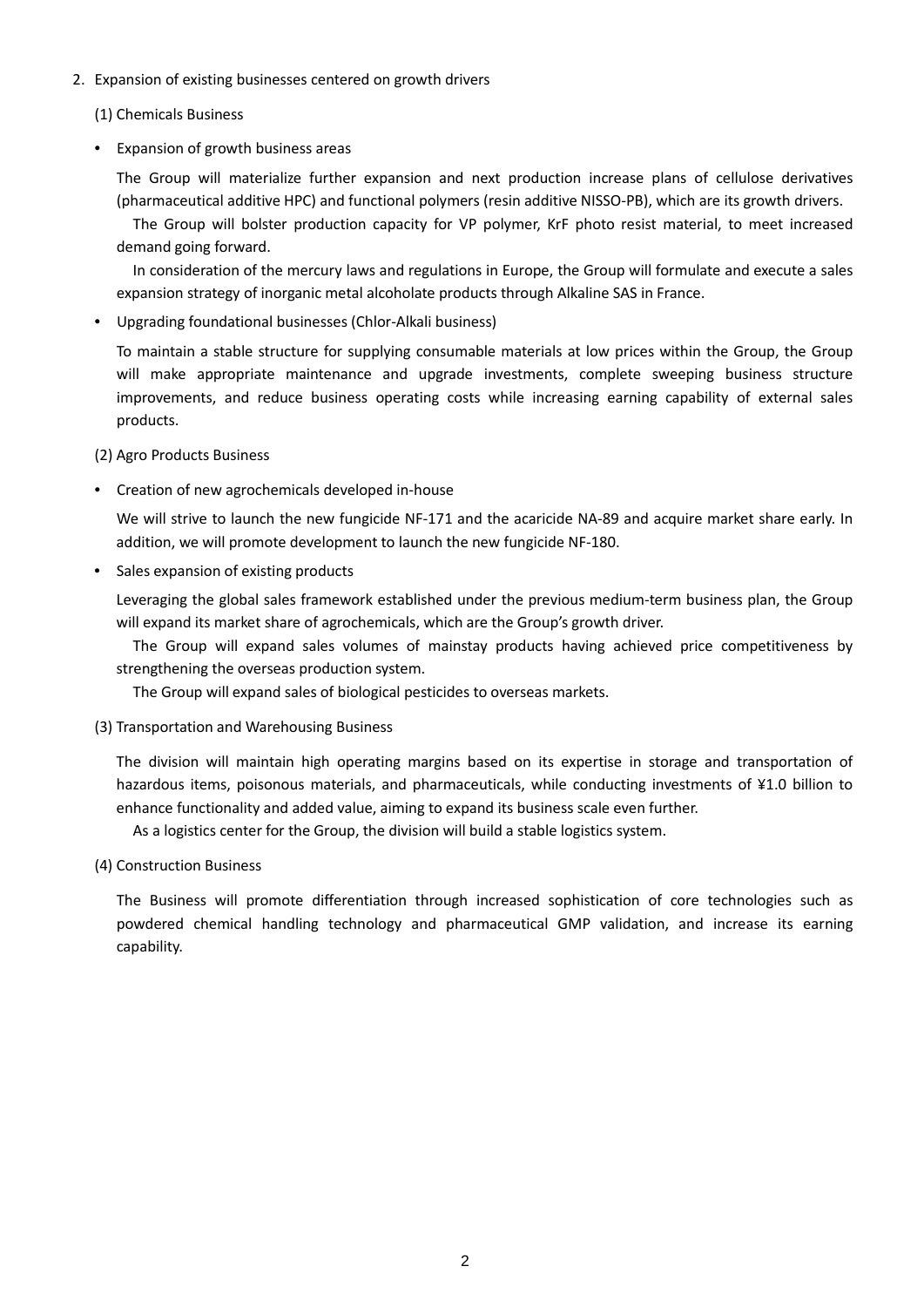2. Expansion of existing businesses centered on growth drivers

(1) Chemicals Business

- Expansion of growth business areas

The Group will materialize further expansion and next production increase plans of cellulose derivatives (pharmaceutical additive HPC) and functional polymers (resin additive NISSO-PB), which are its growth drivers.

The Group will bolster production capacity for VP polymer, KrF photo resist material, to meet increased demand going forward.

In consideration of the mercury laws and regulations in Europe, the Group will formulate and execute a sales expansion strategy of inorganic metal alcoholate products through Alkaline SAS in France.

- Upgrading foundational businesses (Chlor-Alkali business)

To maintain a stable structure for supplying consumable materials at low prices within the Group, the Group will make appropriate maintenance and upgrade investments, complete sweeping business structure improvements, and reduce business operating costs while increasing earning capability of external sales products.

(2) Agro Products Business

- Creation of new agrochemicals developed in-house

We will strive to launch the new fungicide NF-171 and the acaricide NA-89 and acquire market share early. In addition, we will promote development to launch the new fungicide NF-180.

- Sales expansion of existing products

Leveraging the global sales framework established under the previous medium-term business plan, the Group will expand its market share of agrochemicals, which are the Group's growth driver.

The Group will expand sales volumes of mainstay products having achieved price competitiveness by strengthening the overseas production system.

The Group will expand sales of biological pesticides to overseas markets.

(3) Transportation and Warehousing Business

The division will maintain high operating margins based on its expertise in storage and transportation of hazardous items, poisonous materials, and pharmaceuticals, while conducting investments of ¥1.0 billion to enhance functionality and added value, aiming to expand its business scale even further.

As a logistics center for the Group, the division will build a stable logistics system.

(4) Construction Business

The Business will promote differentiation through increased sophistication of core technologies such as powdered chemical handling technology and pharmaceutical GMP validation, and increase its earning capability.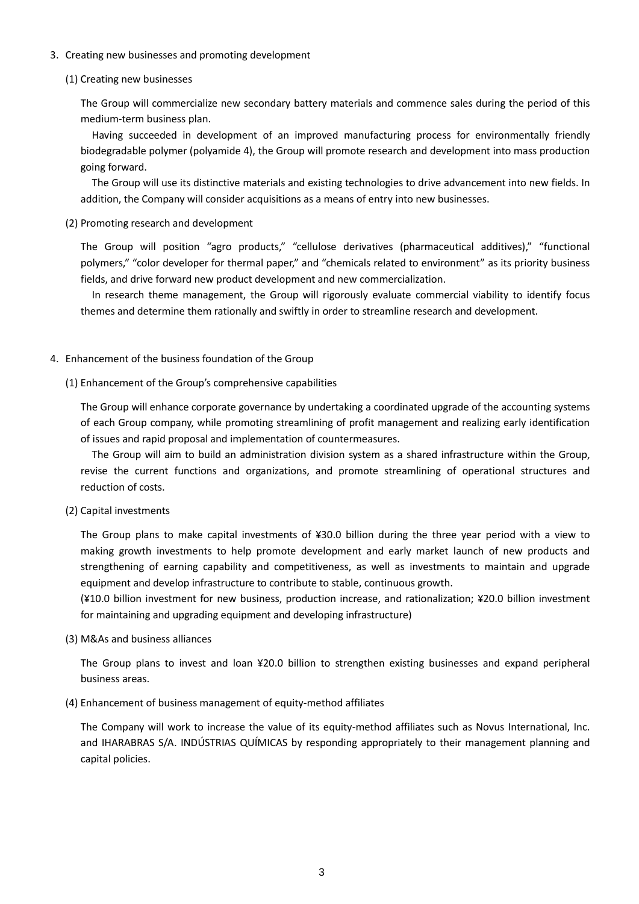3. Creating new businesses and promoting development

(1) Creating new businesses

The Group will commercialize new secondary battery materials and commence sales during the period of this medium-term business plan.

Having succeeded in development of an improved manufacturing process for environmentally friendly biodegradable polymer (polyamide 4), the Group will promote research and development into mass production going forward.

The Group will use its distinctive materials and existing technologies to drive advancement into new fields. In addition, the Company will consider acquisitions as a means of entry into new businesses.

(2) Promoting research and development

The Group will position "agro products," "cellulose derivatives (pharmaceutical additives)," "functional polymers," "color developer for thermal paper," and "chemicals related to environment" as its priority business fields, and drive forward new product development and new commercialization.

In research theme management, the Group will rigorously evaluate commercial viability to identify focus themes and determine them rationally and swiftly in order to streamline research and development.

4. Enhancement of the business foundation of the Group

(1) Enhancement of the Group's comprehensive capabilities

The Group will enhance corporate governance by undertaking a coordinated upgrade of the accounting systems of each Group company, while promoting streamlining of profit management and realizing early identification of issues and rapid proposal and implementation of countermeasures.

The Group will aim to build an administration division system as a shared infrastructure within the Group, revise the current functions and organizations, and promote streamlining of operational structures and reduction of costs.

(2) Capital investments

The Group plans to make capital investments of ¥30.0 billion during the three year period with a view to making growth investments to help promote development and early market launch of new products and strengthening of earning capability and competitiveness, as well as investments to maintain and upgrade equipment and develop infrastructure to contribute to stable, continuous growth.

(¥10.0 billion investment for new business, production increase, and rationalization; ¥20.0 billion investment for maintaining and upgrading equipment and developing infrastructure)

(3) M&As and business alliances

The Group plans to invest and loan ¥20.0 billion to strengthen existing businesses and expand peripheral business areas.

(4) Enhancement of business management of equity-method affiliates

The Company will work to increase the value of its equity-method affiliates such as Novus International, Inc. and IHARABRAS S/A. INDÚSTRIAS QUÍMICAS by responding appropriately to their management planning and capital policies.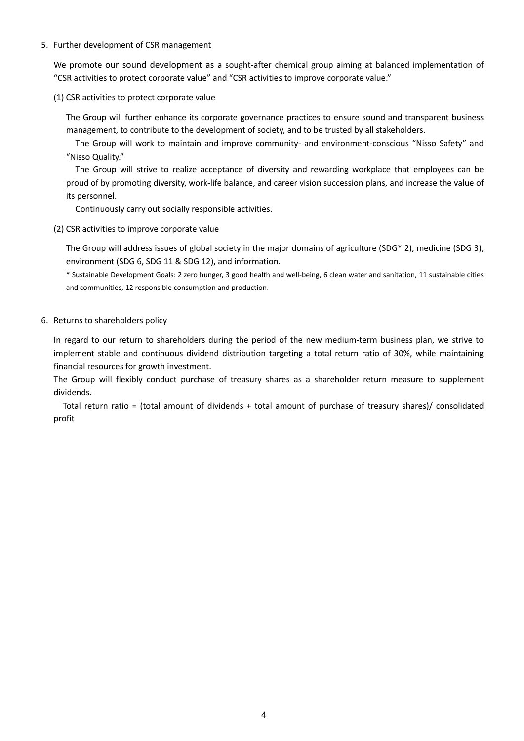5. Further development of CSR management

We promote our sound development as a sought-after chemical group aiming at balanced implementation of "CSR activities to protect corporate value" and "CSR activities to improve corporate value."

(1) CSR activities to protect corporate value

The Group will further enhance its corporate governance practices to ensure sound and transparent business management, to contribute to the development of society, and to be trusted by all stakeholders.

The Group will work to maintain and improve community- and environment-conscious "Nisso Safety" and "Nisso Quality."

The Group will strive to realize acceptance of diversity and rewarding workplace that employees can be proud of by promoting diversity, work-life balance, and career vision succession plans, and increase the value of its personnel.

Continuously carry out socially responsible activities.

(2) CSR activities to improve corporate value

The Group will address issues of global society in the major domains of agriculture (SDG* 2), medicine (SDG 3), environment (SDG 6, SDG 11 & SDG 12), and information.

\* Sustainable Development Goals: 2 zero hunger, 3 good health and well-being, 6 clean water and sanitation, 11 sustainable cities and communities, 12 responsible consumption and production.

6. Returns to shareholders policy

In regard to our return to shareholders during the period of the new medium-term business plan, we strive to implement stable and continuous dividend distribution targeting a total return ratio of 30%, while maintaining financial resources for growth investment.

The Group will flexibly conduct purchase of treasury shares as a shareholder return measure to supplement dividends.

Total return ratio = (total amount of dividends + total amount of purchase of treasury shares)/ consolidated profit